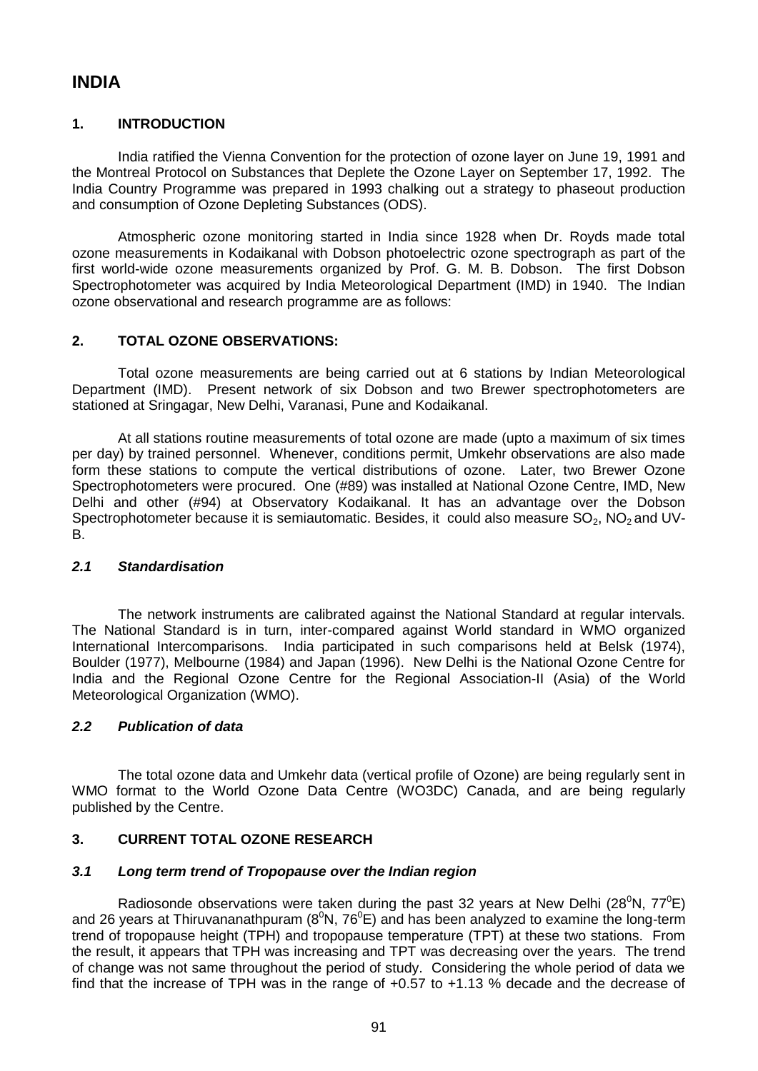# INDIA

## 1. INTRODUCTION

India ratified the Vienna Convention for the protection of ozone layer on June 19, 1991 and the Montreal Protocol on Substances that Deplete the Ozone Layer on September 17, 1992. The India Country Programme was prepared in 1993 chalking out a strategy to phaseout production and consumption of Ozone Depleting Substances (ODS).

Atmospheric ozone monitoring started in India since 1928 when Dr. Royds made total ozone measurements in Kodaikanal with Dobson photoelectric ozone spectrograph as part of the first world-wide ozone measurements organized by Prof. G. M. B. Dobson. The first Dobson Spectrophotometer was acquired by India Meteorological Department (IMD) in 1940. The Indian ozone observational and research programme are as follows:

## 2. TOTAL OZONE OBSERVATIONS:

Total ozone measurements are being carried out at 6 stations by Indian Meteorological Department (IMD). Present network of six Dobson and two Brewer spectrophotometers are stationed at Sringagar, New Delhi, Varanasi, Pune and Kodaikanal.

At all stations routine measurements of total ozone are made (upto a maximum of six times per day) by trained personnel. Whenever, conditions permit, Umkehr observations are also made form these stations to compute the vertical distributions of ozone. Later, two Brewer Ozone Spectrophotometers were procured. One (#89) was installed at National Ozone Centre, IMD, New Delhi and other (#94) at Observatory Kodaikanal. It has an advantage over the Dobson Spectrophotometer because it is semiautomatic. Besides, it could also measure $SO_2$, $NO_2$ and UV-B.

### *2.1 Standardisation*

The network instruments are calibrated against the National Standard at regular intervals. The National Standard is in turn, inter-compared against World standard in WMO organized International Intercomparisons. India participated in such comparisons held at Belsk (1974), Boulder (1977), Melbourne (1984) and Japan (1996). New Delhi is the National Ozone Centre for India and the Regional Ozone Centre for the Regional Association-II (Asia) of the World Meteorological Organization (WMO).

### *2.2 Publication of data*

The total ozone data and Umkehr data (vertical profile of Ozone) are being regularly sent in WMO format to the World Ozone Data Centre (WO3DC) Canada, and are being regularly published by the Centre.

## 3. CURRENT TOTAL OZONE RESEARCH

### *3.1 Long term trend of Tropopause over the Indian region*

Radiosonde observations were taken during the past 32 years at New Delhi ($28^0$N, $77^0$E) and 26 years at Thiruvananathpuram ($8^0$N, $76^0$E) and has been analyzed to examine the long-term trend of tropopause height (TPH) and tropopause temperature (TPT) at these two stations. From the result, it appears that TPH was increasing and TPT was decreasing over the years. The trend of change was not same throughout the period of study. Considering the whole period of data we find that the increase of TPH was in the range of +0.57 to +1.13 % decade and the decrease of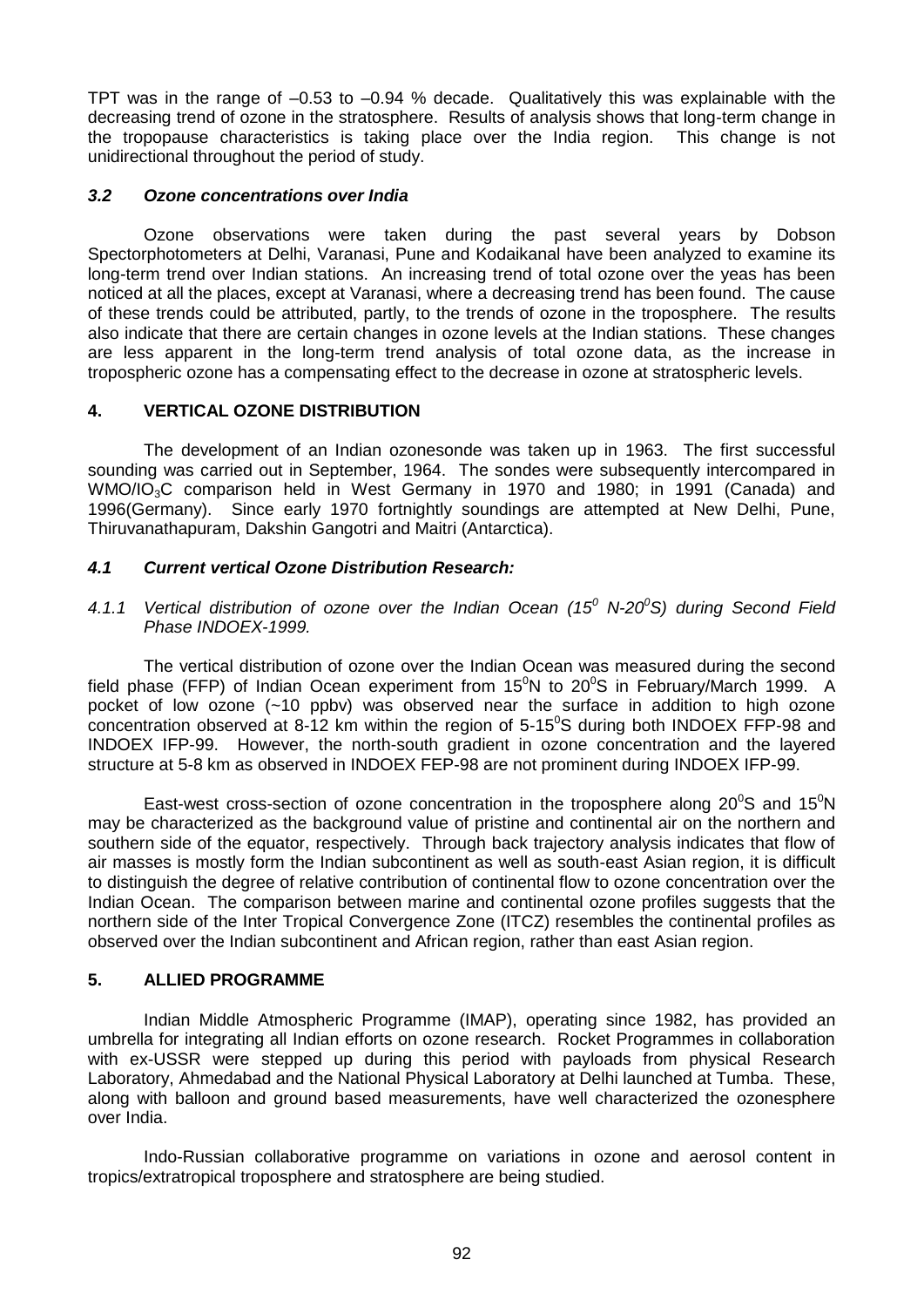TPT was in the range of –0.53 to –0.94 % decade. Qualitatively this was explainable with the decreasing trend of ozone in the stratosphere. Results of analysis shows that long-term change in the tropopause characteristics is taking place over the India region. This change is not unidirectional throughout the period of study.

### *3.2 Ozone concentrations over India*

Ozone observations were taken during the past several years by Dobson Spectorphotometers at Delhi, Varanasi, Pune and Kodaikanal have been analyzed to examine its long-term trend over Indian stations. An increasing trend of total ozone over the yeas has been noticed at all the places, except at Varanasi, where a decreasing trend has been found. The cause of these trends could be attributed, partly, to the trends of ozone in the troposphere. The results also indicate that there are certain changes in ozone levels at the Indian stations. These changes are less apparent in the long-term trend analysis of total ozone data, as the increase in tropospheric ozone has a compensating effect to the decrease in ozone at stratospheric levels.

## 4. VERTICAL OZONE DISTRIBUTION

The development of an Indian ozonesonde was taken up in 1963. The first successful sounding was carried out in September, 1964. The sondes were subsequently intercompared in WMO/$IO_3$C comparison held in West Germany in 1970 and 1980; in 1991 (Canada) and 1996(Germany). Since early 1970 fortnightly soundings are attempted at New Delhi, Pune, Thiruvanathapuram, Dakshin Gangotri and Maitri (Antarctica).

### *4.1 Current vertical Ozone Distribution Research:*

#### *4.1.1 Vertical distribution of ozone over the Indian Ocean ($15^0$ N-$20^0$S) during Second Field Phase INDOEX-1999.*

The vertical distribution of ozone over the Indian Ocean was measured during the second field phase (FFP) of Indian Ocean experiment from $15^0$N to $20^0$S in February/March 1999. A pocket of low ozone (~10 ppbv) was observed near the surface in addition to high ozone concentration observed at 8-12 km within the region of 5-$15^0$S during both INDOEX FFP-98 and INDOEX IFP-99. However, the north-south gradient in ozone concentration and the layered structure at 5-8 km as observed in INDOEX FEP-98 are not prominent during INDOEX IFP-99.

East-west cross-section of ozone concentration in the troposphere along $20^0$S and $15^0$N may be characterized as the background value of pristine and continental air on the northern and southern side of the equator, respectively. Through back trajectory analysis indicates that flow of air masses is mostly form the Indian subcontinent as well as south-east Asian region, it is difficult to distinguish the degree of relative contribution of continental flow to ozone concentration over the Indian Ocean. The comparison between marine and continental ozone profiles suggests that the northern side of the Inter Tropical Convergence Zone (ITCZ) resembles the continental profiles as observed over the Indian subcontinent and African region, rather than east Asian region.

## 5. ALLIED PROGRAMME

Indian Middle Atmospheric Programme (IMAP), operating since 1982, has provided an umbrella for integrating all Indian efforts on ozone research. Rocket Programmes in collaboration with ex-USSR were stepped up during this period with payloads from physical Research Laboratory, Ahmedabad and the National Physical Laboratory at Delhi launched at Tumba. These, along with balloon and ground based measurements, have well characterized the ozonesphere over India.

Indo-Russian collaborative programme on variations in ozone and aerosol content in tropics/extratropical troposphere and stratosphere are being studied.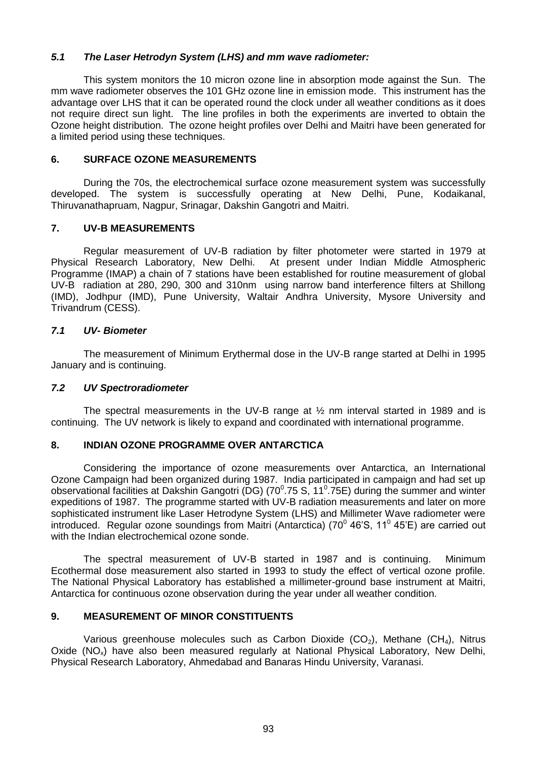### *5.1 The Laser Hetrodyn System (LHS) and mm wave radiometer:*

This system monitors the 10 micron ozone line in absorption mode against the Sun. The mm wave radiometer observes the 101 GHz ozone line in emission mode. This instrument has the advantage over LHS that it can be operated round the clock under all weather conditions as it does not require direct sun light. The line profiles in both the experiments are inverted to obtain the Ozone height distribution. The ozone height profiles over Delhi and Maitri have been generated for a limited period using these techniques.

## 6. SURFACE OZONE MEASUREMENTS

During the 70s, the electrochemical surface ozone measurement system was successfully developed. The system is successfully operating at New Delhi, Pune, Kodaikanal, Thiruvanathapruam, Nagpur, Srinagar, Dakshin Gangotri and Maitri.

## 7. UV-B MEASUREMENTS

Regular measurement of UV-B radiation by filter photometer were started in 1979 at Physical Research Laboratory, New Delhi. At present under Indian Middle Atmospheric Programme (IMAP) a chain of 7 stations have been established for routine measurement of global UV-B radiation at 280, 290, 300 and 310nm using narrow band interference filters at Shillong (IMD), Jodhpur (IMD), Pune University, Waltair Andhra University, Mysore University and Trivandrum (CESS).

### *7.1 UV- Biometer*

The measurement of Minimum Erythermal dose in the UV-B range started at Delhi in 1995 January and is continuing.

### *7.2 UV Spectroradiometer*

The spectral measurements in the UV-B range at ½ nm interval started in 1989 and is continuing. The UV network is likely to expand and coordinated with international programme.

## 8. INDIAN OZONE PROGRAMME OVER ANTARCTICA

Considering the importance of ozone measurements over Antarctica, an International Ozone Campaign had been organized during 1987. India participated in campaign and had set up observational facilities at Dakshin Gangotri (DG) ($70^0$.75 S, $11^0$.75E) during the summer and winter expeditions of 1987. The programme started with UV-B radiation measurements and later on more sophisticated instrument like Laser Hetrodyne System (LHS) and Millimeter Wave radiometer were introduced. Regular ozone soundings from Maitri (Antarctica) ($70^0$ 46'S, $11^0$ 45'E) are carried out with the Indian electrochemical ozone sonde.

The spectral measurement of UV-B started in 1987 and is continuing. Minimum Ecothermal dose measurement also started in 1993 to study the effect of vertical ozone profile. The National Physical Laboratory has established a millimeter-ground base instrument at Maitri, Antarctica for continuous ozone observation during the year under all weather condition.

## 9. MEASUREMENT OF MINOR CONSTITUENTS

Various greenhouse molecules such as Carbon Dioxide ($CO_2$), Methane ($CH_4$), Nitrus Oxide ($NO_x$) have also been measured regularly at National Physical Laboratory, New Delhi, Physical Research Laboratory, Ahmedabad and Banaras Hindu University, Varanasi.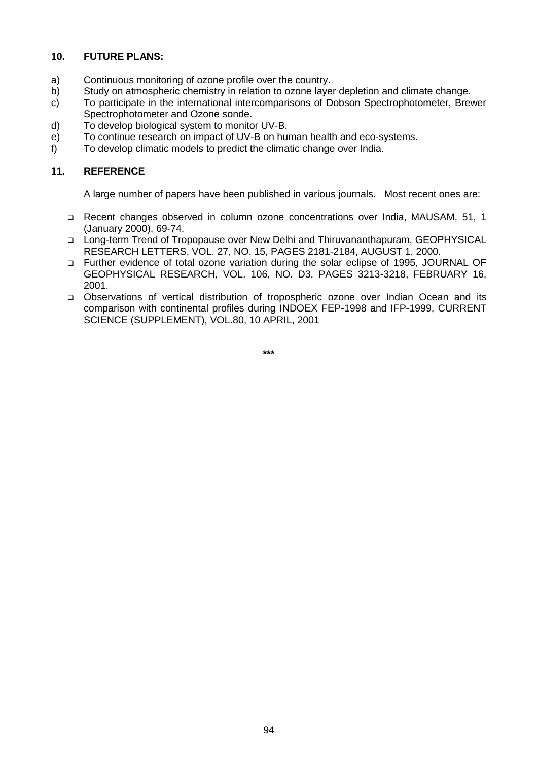## 10. FUTURE PLANS:

a) Continuous monitoring of ozone profile over the country.
b) Study on atmospheric chemistry in relation to ozone layer depletion and climate change.
c) To participate in the international intercomparisons of Dobson Spectrophotometer, Brewer Spectrophotometer and Ozone sonde.
d) To develop biological system to monitor UV-B.
e) To continue research on impact of UV-B on human health and eco-systems.
f) To develop climatic models to predict the climatic change over India.

## 11. REFERENCE

A large number of papers have been published in various journals. Most recent ones are:

- Recent changes observed in column ozone concentrations over India, MAUSAM, 51, 1 (January 2000), 69-74.
- Long-term Trend of Tropopause over New Delhi and Thiruvananthapuram, GEOPHYSICAL RESEARCH LETTERS, VOL. 27, NO. 15, PAGES 2181-2184, AUGUST 1, 2000.
- Further evidence of total ozone variation during the solar eclipse of 1995, JOURNAL OF GEOPHYSICAL RESEARCH, VOL. 106, NO. D3, PAGES 3213-3218, FEBRUARY 16, 2001.
- Observations of vertical distribution of tropospheric ozone over Indian Ocean and its comparison with continental profiles during INDOEX FEP-1998 and IFP-1999, CURRENT SCIENCE (SUPPLEMENT), VOL.80, 10 APRIL, 2001

***